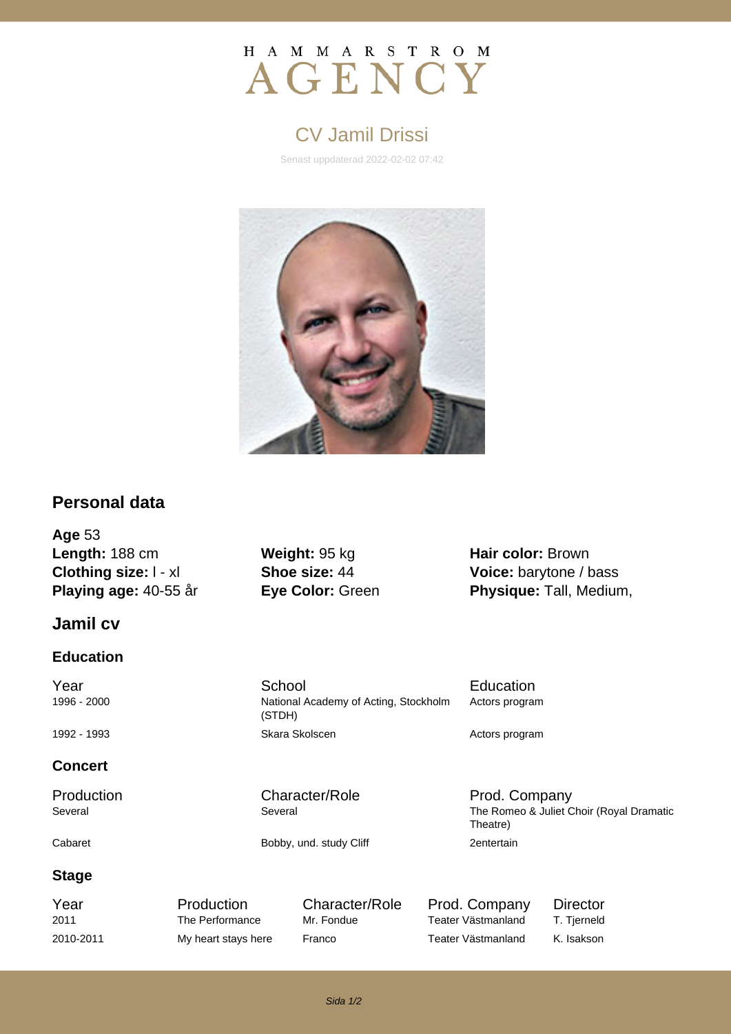HAMMARSTROM
AGENCY

# CV Jamil Drissi

Senast uppdaterad 2022-02-02 07:42

## Personal data

**Age** 53

**Length:** 188 cm
**Clothing size:** l - xl
**Playing age:** 40-55 år

**Weight:** 95 kg
**Shoe size:** 44
**Eye Color:** Green

**Hair color:** Brown
**Voice:** barytone / bass
**Physique:** Tall, Medium,

## Jamil cv

### Education

| Year | School | Education |
|---|---|---|
| 1996 - 2000 | National Academy of Acting, Stockholm (STDH) | Actors program |
| 1992 - 1993 | Skara Skolscen | Actors program |

### Concert

| Production | Character/Role | Prod. Company |
|---|---|---|
| Several | Several | The Romeo & Juliet Choir (Royal Dramatic Theatre) |
| Cabaret | Bobby, und. study Cliff | 2entertain |

### Stage

| Year | Production | Character/Role | Prod. Company | Director |
|---|---|---|---|---|
| 2011 | The Performance | Mr. Fondue | Teater Västmanland | T. Tjerneld |
| 2010-2011 | My heart stays here | Franco | Teater Västmanland | K. Isakson |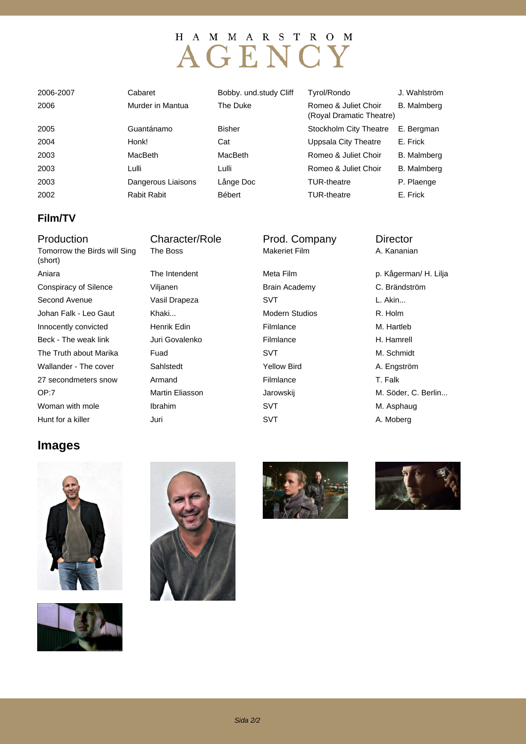# HAMMARSTROM AGENCY

| | | | | |
|---|---|---|---|---|
| 2006-2007 | Cabaret | Bobby. und.study Cliff | Tyrol/Rondo | J. Wahlström |
| 2006 | Murder in Mantua | The Duke | Romeo & Juliet Choir (Royal Dramatic Theatre) | B. Malmberg |
| 2005 | Guantánamo | Bisher | Stockholm City Theatre | E. Bergman |
| 2004 | Honk! | Cat | Uppsala City Theatre | E. Frick |
| 2003 | MacBeth | MacBeth | Romeo & Juliet Choir | B. Malmberg |
| 2003 | Lulli | Lulli | Romeo & Juliet Choir | B. Malmberg |
| 2003 | Dangerous Liaisons | Långe Doc | TUR-theatre | P. Plaenge |
| 2002 | Rabit Rabit | Bébert | TUR-theatre | E. Frick |

## Film/TV

| Production | Character/Role | Prod. Company | Director |
|---|---|---|---|
| Tomorrow the Birds will Sing (short) | The Boss | Makeriet Film | A. Kananian |
| Aniara | The Intendent | Meta Film | p. Kågerman/ H. Lilja |
| Conspiracy of Silence | Viljanen | Brain Academy | C. Brändström |
| Second Avenue | Vasil Drapeza | SVT | L. Akin... |
| Johan Falk - Leo Gaut | Khaki... | Modern Studios | R. Holm |
| Innocently convicted | Henrik Edin | Filmlance | M. Hartleb |
| Beck - The weak link | Juri Govalenko | Filmlance | H. Hamrell |
| The Truth about Marika | Fuad | SVT | M. Schmidt |
| Wallander - The cover | Sahlstedt | Yellow Bird | A. Engström |
| 27 secondmeters snow | Armand | Filmlance | T. Falk |
| OP:7 | Martin Eliasson | Jarowskij | M. Söder, C. Berlin... |
| Woman with mole | Ibrahim | SVT | M. Asphaug |
| Hunt for a killer | Juri | SVT | A. Moberg |

## Images